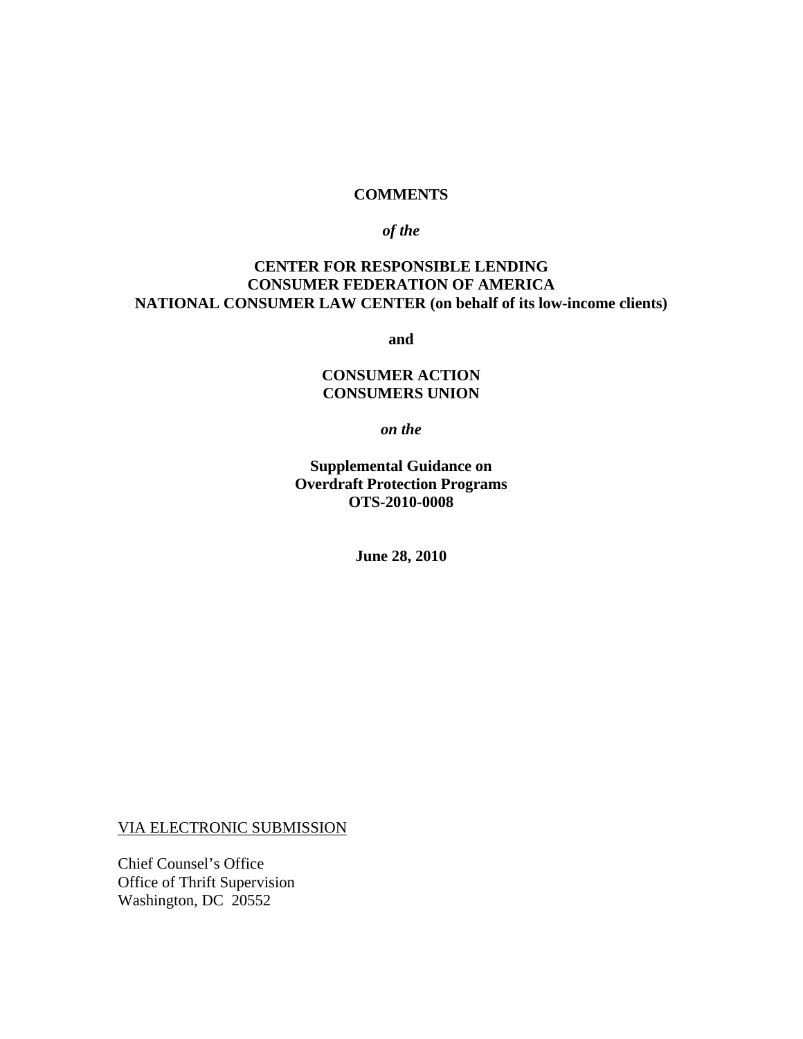**COMMENTS**

***of the***

**CENTER FOR RESPONSIBLE LENDING**
**CONSUMER FEDERATION OF AMERICA**
**NATIONAL CONSUMER LAW CENTER (on behalf of its low-income clients)**

**and**

**CONSUMER ACTION**
**CONSUMERS UNION**

***on the***

**Supplemental Guidance on**
**Overdraft Protection Programs**
**OTS-2010-0008**

**June 28, 2010**

VIA ELECTRONIC SUBMISSION

Chief Counsel's Office
Office of Thrift Supervision
Washington, DC 20552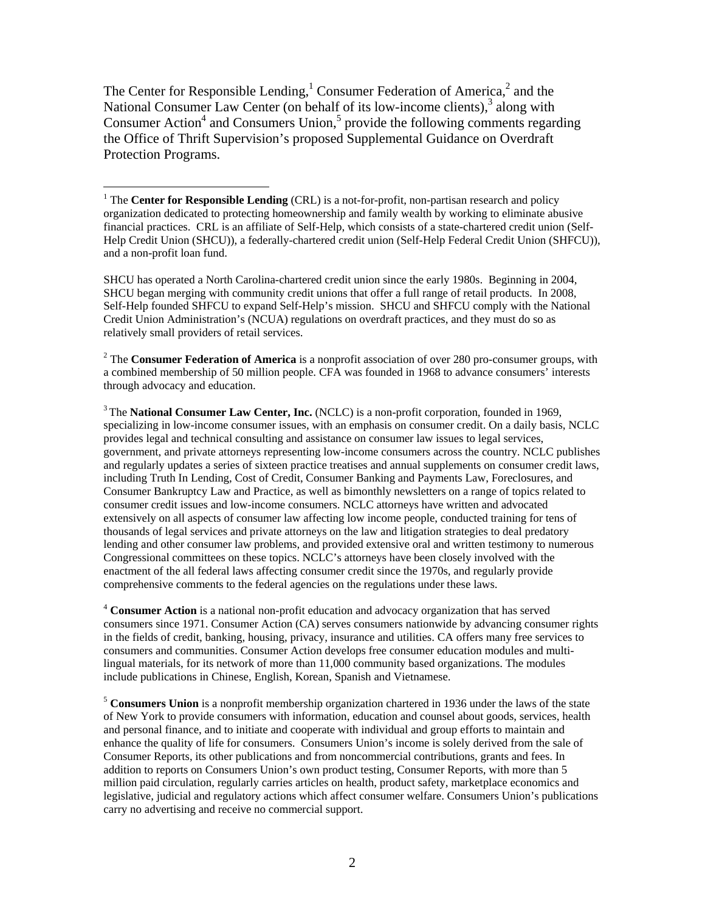The Center for Responsible Lending,[1] Consumer Federation of America,[2] and the National Consumer Law Center (on behalf of its low-income clients),[3] along with Consumer Action[4] and Consumers Union,[5] provide the following comments regarding the Office of Thrift Supervision's proposed Supplemental Guidance on Overdraft Protection Programs.

---

[1] The **Center for Responsible Lending** (CRL) is a not-for-profit, non-partisan research and policy organization dedicated to protecting homeownership and family wealth by working to eliminate abusive financial practices. CRL is an affiliate of Self-Help, which consists of a state-chartered credit union (Self-Help Credit Union (SHCU)), a federally-chartered credit union (Self-Help Federal Credit Union (SHFCU)), and a non-profit loan fund.

SHCU has operated a North Carolina-chartered credit union since the early 1980s. Beginning in 2004, SHCU began merging with community credit unions that offer a full range of retail products. In 2008, Self-Help founded SHFCU to expand Self-Help's mission. SHCU and SHFCU comply with the National Credit Union Administration's (NCUA) regulations on overdraft practices, and they must do so as relatively small providers of retail services.

[2] The **Consumer Federation of America** is a nonprofit association of over 280 pro-consumer groups, with a combined membership of 50 million people. CFA was founded in 1968 to advance consumers' interests through advocacy and education.

[3] The **National Consumer Law Center, Inc.** (NCLC) is a non-profit corporation, founded in 1969, specializing in low-income consumer issues, with an emphasis on consumer credit. On a daily basis, NCLC provides legal and technical consulting and assistance on consumer law issues to legal services, government, and private attorneys representing low-income consumers across the country. NCLC publishes and regularly updates a series of sixteen practice treatises and annual supplements on consumer credit laws, including Truth In Lending, Cost of Credit, Consumer Banking and Payments Law, Foreclosures, and Consumer Bankruptcy Law and Practice, as well as bimonthly newsletters on a range of topics related to consumer credit issues and low-income consumers. NCLC attorneys have written and advocated extensively on all aspects of consumer law affecting low income people, conducted training for tens of thousands of legal services and private attorneys on the law and litigation strategies to deal predatory lending and other consumer law problems, and provided extensive oral and written testimony to numerous Congressional committees on these topics. NCLC's attorneys have been closely involved with the enactment of the all federal laws affecting consumer credit since the 1970s, and regularly provide comprehensive comments to the federal agencies on the regulations under these laws.

[4] **Consumer Action** is a national non-profit education and advocacy organization that has served consumers since 1971. Consumer Action (CA) serves consumers nationwide by advancing consumer rights in the fields of credit, banking, housing, privacy, insurance and utilities. CA offers many free services to consumers and communities. Consumer Action develops free consumer education modules and multi-lingual materials, for its network of more than 11,000 community based organizations. The modules include publications in Chinese, English, Korean, Spanish and Vietnamese.

[5] **Consumers Union** is a nonprofit membership organization chartered in 1936 under the laws of the state of New York to provide consumers with information, education and counsel about goods, services, health and personal finance, and to initiate and cooperate with individual and group efforts to maintain and enhance the quality of life for consumers. Consumers Union's income is solely derived from the sale of Consumer Reports, its other publications and from noncommercial contributions, grants and fees. In addition to reports on Consumers Union's own product testing, Consumer Reports, with more than 5 million paid circulation, regularly carries articles on health, product safety, marketplace economics and legislative, judicial and regulatory actions which affect consumer welfare. Consumers Union's publications carry no advertising and receive no commercial support.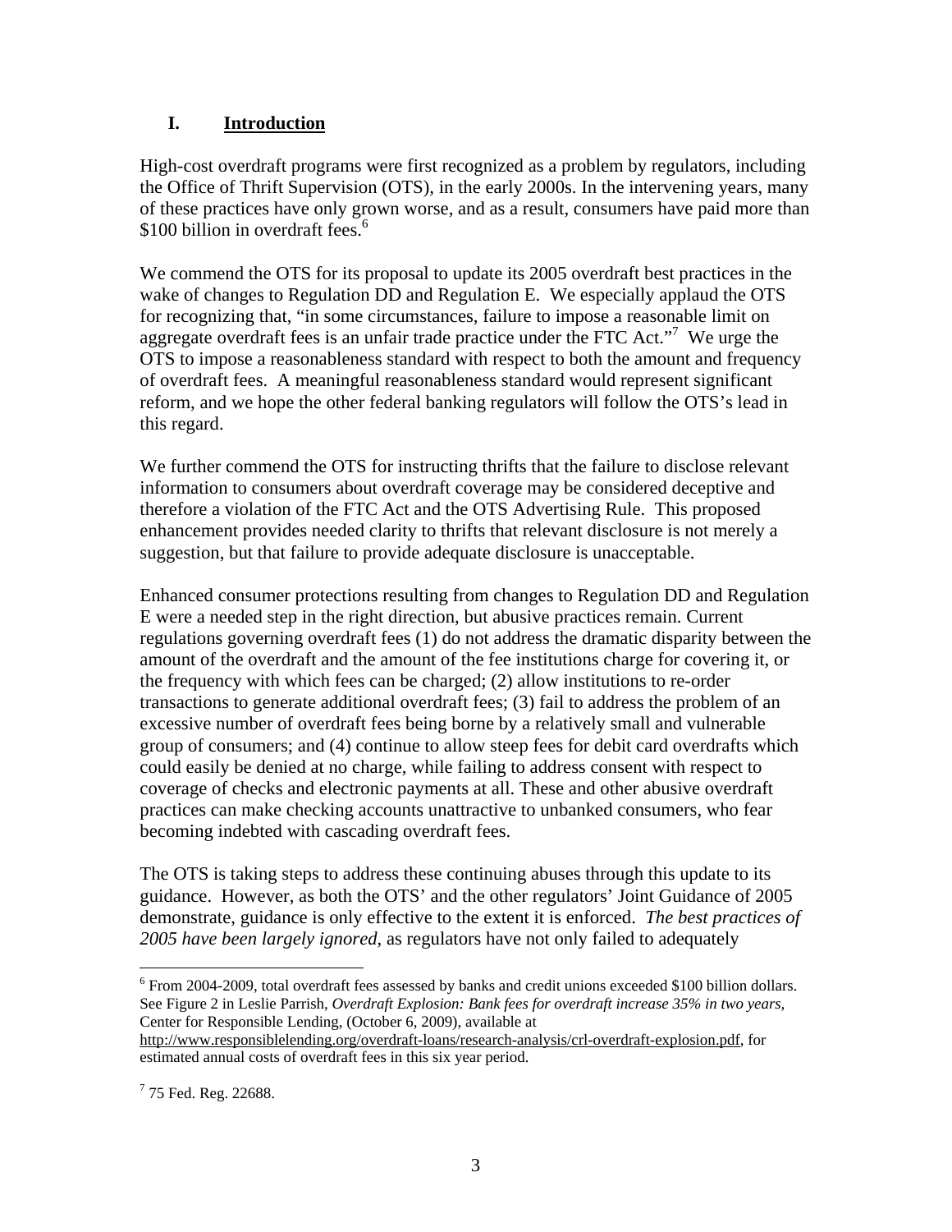## I. Introduction

High-cost overdraft programs were first recognized as a problem by regulators, including the Office of Thrift Supervision (OTS), in the early 2000s. In the intervening years, many of these practices have only grown worse, and as a result, consumers have paid more than $100 billion in overdraft fees.[6]

We commend the OTS for its proposal to update its 2005 overdraft best practices in the wake of changes to Regulation DD and Regulation E. We especially applaud the OTS for recognizing that, "in some circumstances, failure to impose a reasonable limit on aggregate overdraft fees is an unfair trade practice under the FTC Act."[7] We urge the OTS to impose a reasonableness standard with respect to both the amount and frequency of overdraft fees. A meaningful reasonableness standard would represent significant reform, and we hope the other federal banking regulators will follow the OTS's lead in this regard.

We further commend the OTS for instructing thrifts that the failure to disclose relevant information to consumers about overdraft coverage may be considered deceptive and therefore a violation of the FTC Act and the OTS Advertising Rule. This proposed enhancement provides needed clarity to thrifts that relevant disclosure is not merely a suggestion, but that failure to provide adequate disclosure is unacceptable.

Enhanced consumer protections resulting from changes to Regulation DD and Regulation E were a needed step in the right direction, but abusive practices remain. Current regulations governing overdraft fees (1) do not address the dramatic disparity between the amount of the overdraft and the amount of the fee institutions charge for covering it, or the frequency with which fees can be charged; (2) allow institutions to re-order transactions to generate additional overdraft fees; (3) fail to address the problem of an excessive number of overdraft fees being borne by a relatively small and vulnerable group of consumers; and (4) continue to allow steep fees for debit card overdrafts which could easily be denied at no charge, while failing to address consent with respect to coverage of checks and electronic payments at all. These and other abusive overdraft practices can make checking accounts unattractive to unbanked consumers, who fear becoming indebted with cascading overdraft fees.

The OTS is taking steps to address these continuing abuses through this update to its guidance. However, as both the OTS' and the other regulators' Joint Guidance of 2005 demonstrate, guidance is only effective to the extent it is enforced. *The best practices of 2005 have been largely ignored*, as regulators have not only failed to adequately

---

[6] From 2004-2009, total overdraft fees assessed by banks and credit unions exceeded $100 billion dollars. See Figure 2 in Leslie Parrish, *Overdraft Explosion: Bank fees for overdraft increase 35% in two years*, Center for Responsible Lending, (October 6, 2009), available at http://www.responsiblelending.org/overdraft-loans/research-analysis/crl-overdraft-explosion.pdf, for estimated annual costs of overdraft fees in this six year period.

[7] 75 Fed. Reg. 22688.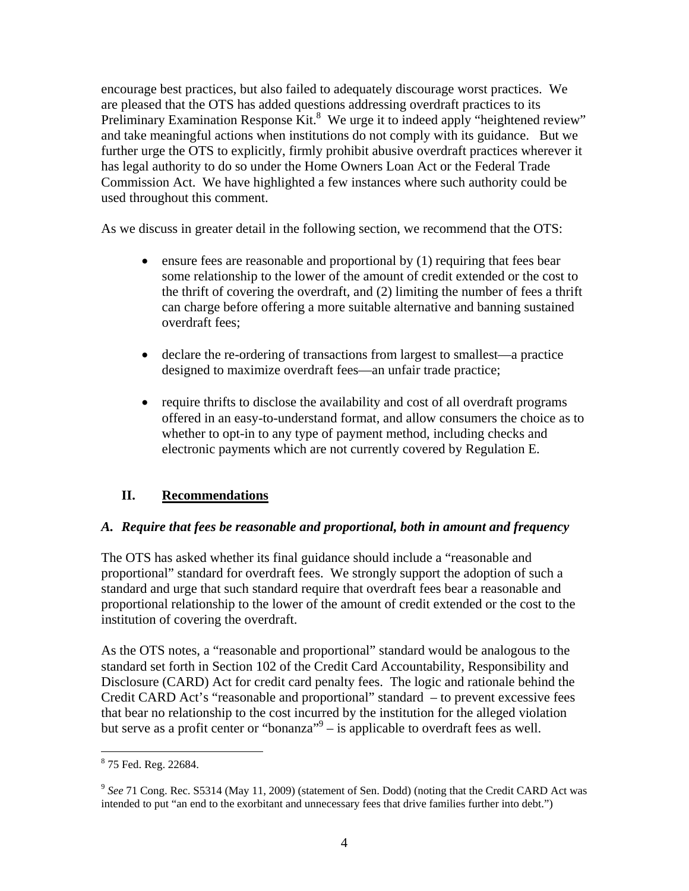encourage best practices, but also failed to adequately discourage worst practices. We are pleased that the OTS has added questions addressing overdraft practices to its Preliminary Examination Response Kit.[8] We urge it to indeed apply "heightened review" and take meaningful actions when institutions do not comply with its guidance. But we further urge the OTS to explicitly, firmly prohibit abusive overdraft practices wherever it has legal authority to do so under the Home Owners Loan Act or the Federal Trade Commission Act. We have highlighted a few instances where such authority could be used throughout this comment.

As we discuss in greater detail in the following section, we recommend that the OTS:

- ensure fees are reasonable and proportional by (1) requiring that fees bear some relationship to the lower of the amount of credit extended or the cost to the thrift of covering the overdraft, and (2) limiting the number of fees a thrift can charge before offering a more suitable alternative and banning sustained overdraft fees;
- declare the re-ordering of transactions from largest to smallest—a practice designed to maximize overdraft fees—an unfair trade practice;
- require thrifts to disclose the availability and cost of all overdraft programs offered in an easy-to-understand format, and allow consumers the choice as to whether to opt-in to any type of payment method, including checks and electronic payments which are not currently covered by Regulation E.

## II. Recommendations

### *A. Require that fees be reasonable and proportional, both in amount and frequency*

The OTS has asked whether its final guidance should include a "reasonable and proportional" standard for overdraft fees. We strongly support the adoption of such a standard and urge that such standard require that overdraft fees bear a reasonable and proportional relationship to the lower of the amount of credit extended or the cost to the institution of covering the overdraft.

As the OTS notes, a "reasonable and proportional" standard would be analogous to the standard set forth in Section 102 of the Credit Card Accountability, Responsibility and Disclosure (CARD) Act for credit card penalty fees. The logic and rationale behind the Credit CARD Act's "reasonable and proportional" standard – to prevent excessive fees that bear no relationship to the cost incurred by the institution for the alleged violation but serve as a profit center or "bonanza"[9] – is applicable to overdraft fees as well.

---

[8] 75 Fed. Reg. 22684.

[9] *See* 71 Cong. Rec. S5314 (May 11, 2009) (statement of Sen. Dodd) (noting that the Credit CARD Act was intended to put "an end to the exorbitant and unnecessary fees that drive families further into debt.")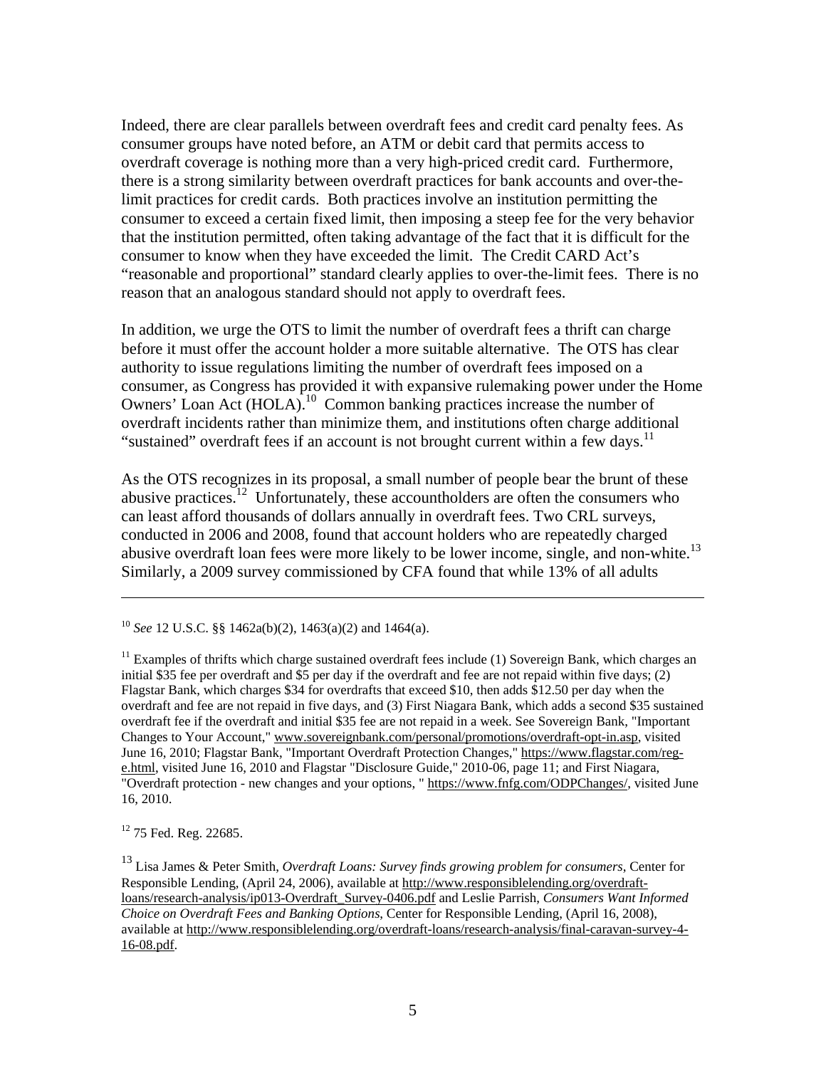Indeed, there are clear parallels between overdraft fees and credit card penalty fees. As consumer groups have noted before, an ATM or debit card that permits access to overdraft coverage is nothing more than a very high-priced credit card. Furthermore, there is a strong similarity between overdraft practices for bank accounts and over-the-limit practices for credit cards. Both practices involve an institution permitting the consumer to exceed a certain fixed limit, then imposing a steep fee for the very behavior that the institution permitted, often taking advantage of the fact that it is difficult for the consumer to know when they have exceeded the limit. The Credit CARD Act's "reasonable and proportional" standard clearly applies to over-the-limit fees. There is no reason that an analogous standard should not apply to overdraft fees.

In addition, we urge the OTS to limit the number of overdraft fees a thrift can charge before it must offer the account holder a more suitable alternative. The OTS has clear authority to issue regulations limiting the number of overdraft fees imposed on a consumer, as Congress has provided it with expansive rulemaking power under the Home Owners' Loan Act (HOLA).[10] Common banking practices increase the number of overdraft incidents rather than minimize them, and institutions often charge additional "sustained" overdraft fees if an account is not brought current within a few days.[11]

As the OTS recognizes in its proposal, a small number of people bear the brunt of these abusive practices.[12] Unfortunately, these accountholders are often the consumers who can least afford thousands of dollars annually in overdraft fees. Two CRL surveys, conducted in 2006 and 2008, found that account holders who are repeatedly charged abusive overdraft loan fees were more likely to be lower income, single, and non-white.[13] Similarly, a 2009 survey commissioned by CFA found that while 13% of all adults

---

[10] *See* 12 U.S.C. §§ 1462a(b)(2), 1463(a)(2) and 1464(a).

[11] Examples of thrifts which charge sustained overdraft fees include (1) Sovereign Bank, which charges an initial $35 fee per overdraft and $5 per day if the overdraft and fee are not repaid within five days; (2) Flagstar Bank, which charges $34 for overdrafts that exceed $10, then adds $12.50 per day when the overdraft and fee are not repaid in five days, and (3) First Niagara Bank, which adds a second $35 sustained overdraft fee if the overdraft and initial $35 fee are not repaid in a week. See Sovereign Bank, "Important Changes to Your Account," www.sovereignbank.com/personal/promotions/overdraft-opt-in.asp, visited June 16, 2010; Flagstar Bank, "Important Overdraft Protection Changes," https://www.flagstar.com/reg-e.html, visited June 16, 2010 and Flagstar "Disclosure Guide," 2010-06, page 11; and First Niagara, "Overdraft protection - new changes and your options, " https://www.fnfg.com/ODPChanges/, visited June 16, 2010.

[12] 75 Fed. Reg. 22685.

[13] Lisa James & Peter Smith, *Overdraft Loans: Survey finds growing problem for consumers*, Center for Responsible Lending, (April 24, 2006), available at http://www.responsiblelending.org/overdraft-loans/research-analysis/ip013-Overdraft_Survey-0406.pdf and Leslie Parrish, *Consumers Want Informed Choice on Overdraft Fees and Banking Options*, Center for Responsible Lending, (April 16, 2008), available at http://www.responsiblelending.org/overdraft-loans/research-analysis/final-caravan-survey-4-16-08.pdf.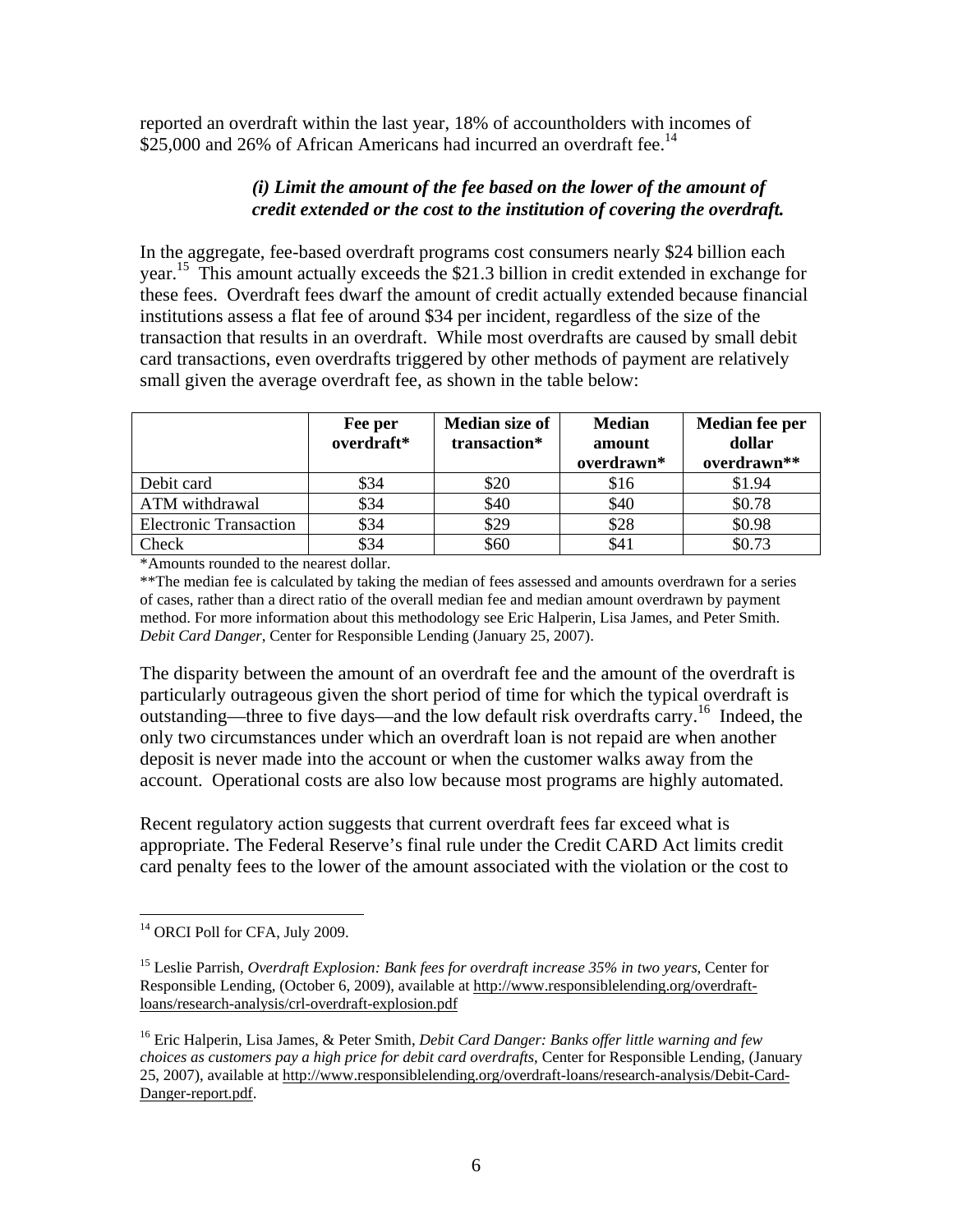reported an overdraft within the last year, 18% of accountholders with incomes of $25,000 and 26% of African Americans had incurred an overdraft fee.[14]

***(i) Limit the amount of the fee based on the lower of the amount of credit extended or the cost to the institution of covering the overdraft.***

In the aggregate, fee-based overdraft programs cost consumers nearly $24 billion each year.[15] This amount actually exceeds the $21.3 billion in credit extended in exchange for these fees. Overdraft fees dwarf the amount of credit actually extended because financial institutions assess a flat fee of around $34 per incident, regardless of the size of the transaction that results in an overdraft. While most overdrafts are caused by small debit card transactions, even overdrafts triggered by other methods of payment are relatively small given the average overdraft fee, as shown in the table below:

| | Fee per overdraft* | Median size of transaction* | Median amount overdrawn* | Median fee per dollar overdrawn** |
|---|---|---|---|---|
| Debit card | $34 | $20 | $16 | $1.94 |
| ATM withdrawal | $34 | $40 | $40 | $0.78 |
| Electronic Transaction | $34 | $29 | $28 | $0.98 |
| Check | $34 | $60 | $41 | $0.73 |

*Amounts rounded to the nearest dollar.

**The median fee is calculated by taking the median of fees assessed and amounts overdrawn for a series of cases, rather than a direct ratio of the overall median fee and median amount overdrawn by payment method. For more information about this methodology see Eric Halperin, Lisa James, and Peter Smith. *Debit Card Danger*, Center for Responsible Lending (January 25, 2007).

The disparity between the amount of an overdraft fee and the amount of the overdraft is particularly outrageous given the short period of time for which the typical overdraft is outstanding—three to five days—and the low default risk overdrafts carry.[16] Indeed, the only two circumstances under which an overdraft loan is not repaid are when another deposit is never made into the account or when the customer walks away from the account. Operational costs are also low because most programs are highly automated.

Recent regulatory action suggests that current overdraft fees far exceed what is appropriate. The Federal Reserve's final rule under the Credit CARD Act limits credit card penalty fees to the lower of the amount associated with the violation or the cost to

---

[14] ORCI Poll for CFA, July 2009.

[15] Leslie Parrish, *Overdraft Explosion: Bank fees for overdraft increase 35% in two years*, Center for Responsible Lending, (October 6, 2009), available at http://www.responsiblelending.org/overdraft-loans/research-analysis/crl-overdraft-explosion.pdf

[16] Eric Halperin, Lisa James, & Peter Smith, *Debit Card Danger: Banks offer little warning and few choices as customers pay a high price for debit card overdrafts*, Center for Responsible Lending, (January 25, 2007), available at http://www.responsiblelending.org/overdraft-loans/research-analysis/Debit-Card-Danger-report.pdf.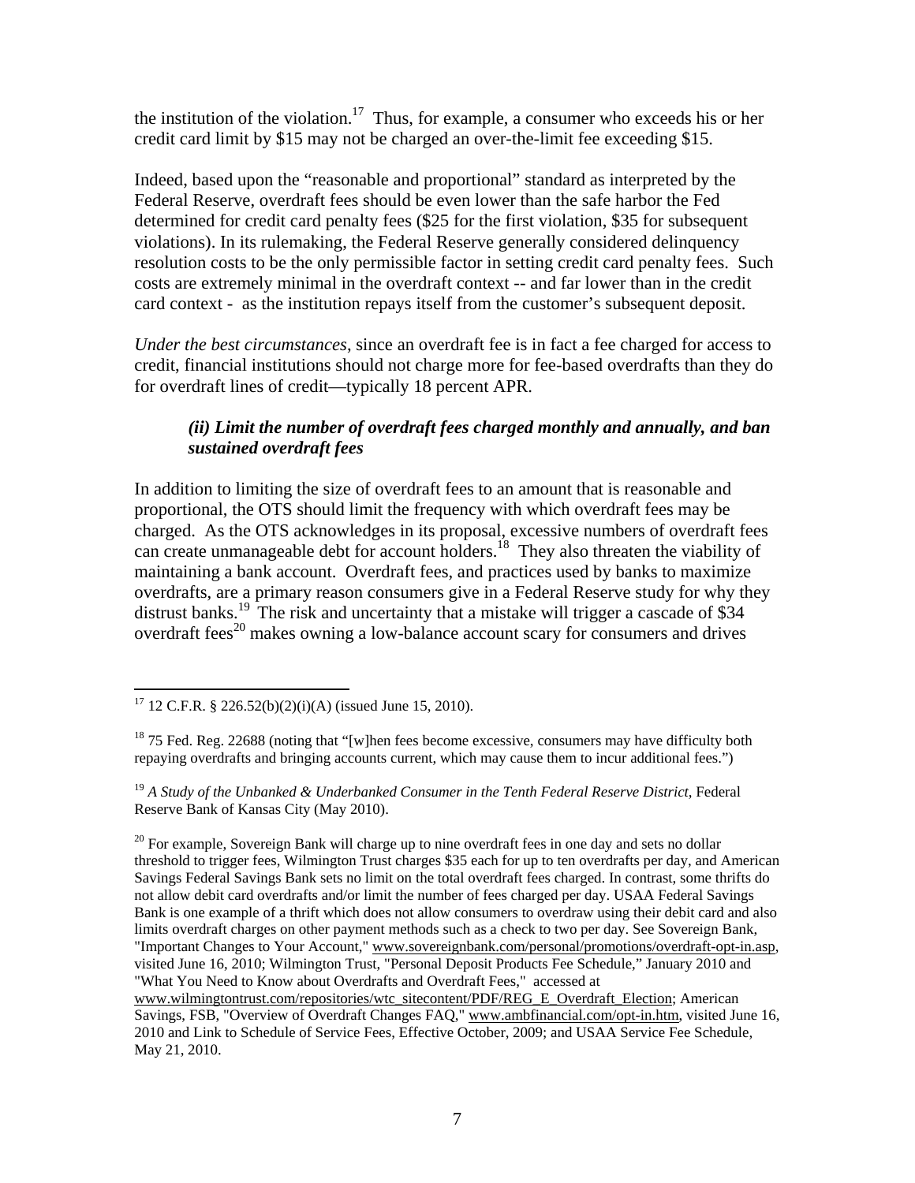the institution of the violation.[17] Thus, for example, a consumer who exceeds his or her credit card limit by $15 may not be charged an over-the-limit fee exceeding $15.

Indeed, based upon the "reasonable and proportional" standard as interpreted by the Federal Reserve, overdraft fees should be even lower than the safe harbor the Fed determined for credit card penalty fees ($25 for the first violation, $35 for subsequent violations). In its rulemaking, the Federal Reserve generally considered delinquency resolution costs to be the only permissible factor in setting credit card penalty fees. Such costs are extremely minimal in the overdraft context -- and far lower than in the credit card context - as the institution repays itself from the customer's subsequent deposit.

*Under the best circumstances*, since an overdraft fee is in fact a fee charged for access to credit, financial institutions should not charge more for fee-based overdrafts than they do for overdraft lines of credit—typically 18 percent APR.

***(ii) Limit the number of overdraft fees charged monthly and annually, and ban sustained overdraft fees***

In addition to limiting the size of overdraft fees to an amount that is reasonable and proportional, the OTS should limit the frequency with which overdraft fees may be charged. As the OTS acknowledges in its proposal, excessive numbers of overdraft fees can create unmanageable debt for account holders.[18] They also threaten the viability of maintaining a bank account. Overdraft fees, and practices used by banks to maximize overdrafts, are a primary reason consumers give in a Federal Reserve study for why they distrust banks.[19] The risk and uncertainty that a mistake will trigger a cascade of $34 overdraft fees[20] makes owning a low-balance account scary for consumers and drives

---

[17] 12 C.F.R. § 226.52(b)(2)(i)(A) (issued June 15, 2010).

[18] 75 Fed. Reg. 22688 (noting that "[w]hen fees become excessive, consumers may have difficulty both repaying overdrafts and bringing accounts current, which may cause them to incur additional fees.")

[19] *A Study of the Unbanked & Underbanked Consumer in the Tenth Federal Reserve District*, Federal Reserve Bank of Kansas City (May 2010).

[20] For example, Sovereign Bank will charge up to nine overdraft fees in one day and sets no dollar threshold to trigger fees, Wilmington Trust charges $35 each for up to ten overdrafts per day, and American Savings Federal Savings Bank sets no limit on the total overdraft fees charged. In contrast, some thrifts do not allow debit card overdrafts and/or limit the number of fees charged per day. USAA Federal Savings Bank is one example of a thrift which does not allow consumers to overdraw using their debit card and also limits overdraft charges on other payment methods such as a check to two per day. See Sovereign Bank, "Important Changes to Your Account," www.sovereignbank.com/personal/promotions/overdraft-opt-in.asp, visited June 16, 2010; Wilmington Trust, "Personal Deposit Products Fee Schedule," January 2010 and "What You Need to Know about Overdrafts and Overdraft Fees," accessed at www.wilmingtontrust.com/repositories/wtc_sitecontent/PDF/REG_E_Overdraft_Election; American Savings, FSB, "Overview of Overdraft Changes FAQ," www.ambfinancial.com/opt-in.htm, visited June 16, 2010 and Link to Schedule of Service Fees, Effective October, 2009; and USAA Service Fee Schedule, May 21, 2010.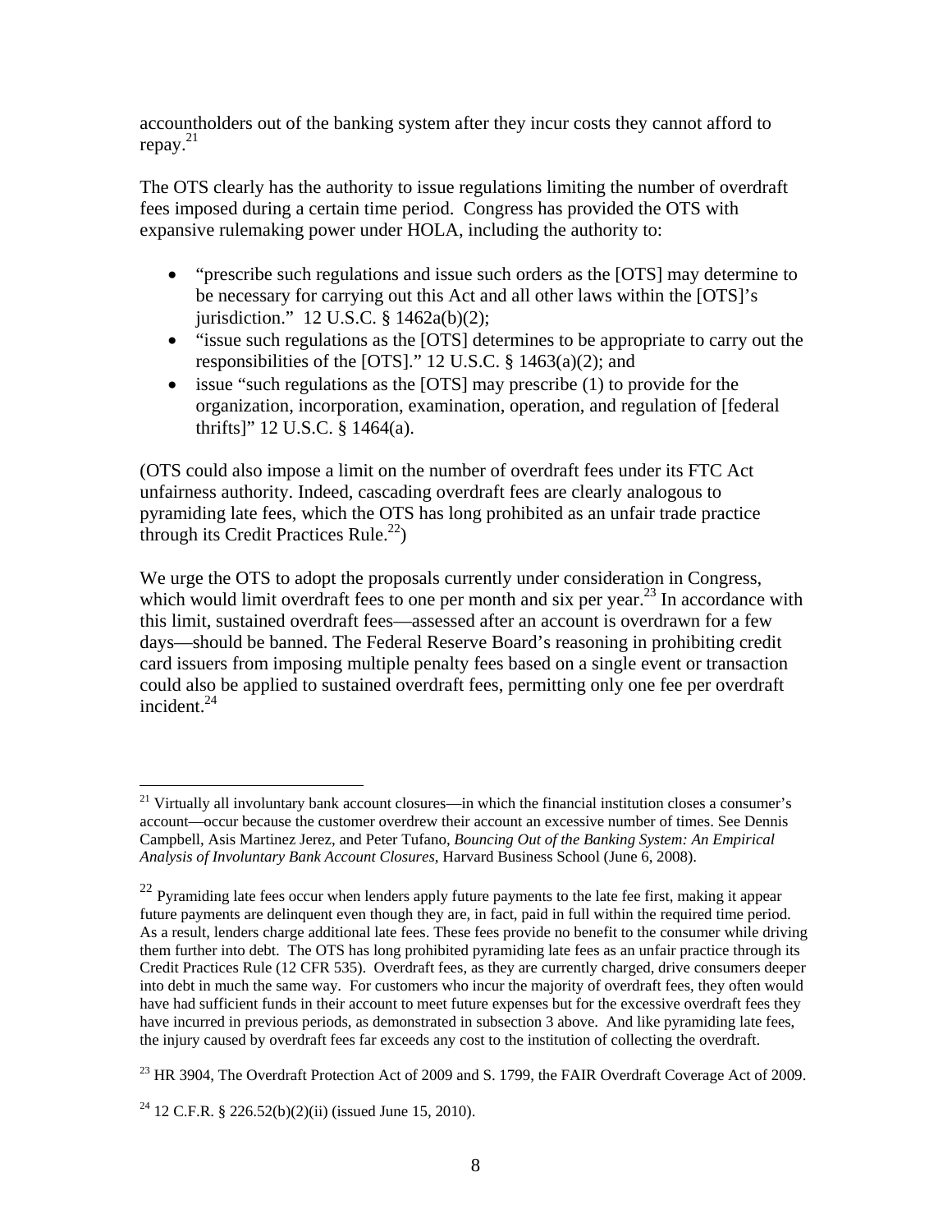accountholders out of the banking system after they incur costs they cannot afford to repay.[21]

The OTS clearly has the authority to issue regulations limiting the number of overdraft fees imposed during a certain time period. Congress has provided the OTS with expansive rulemaking power under HOLA, including the authority to:

- "prescribe such regulations and issue such orders as the [OTS] may determine to be necessary for carrying out this Act and all other laws within the [OTS]'s jurisdiction." 12 U.S.C. § 1462a(b)(2);
- "issue such regulations as the [OTS] determines to be appropriate to carry out the responsibilities of the [OTS]." 12 U.S.C. § 1463(a)(2); and
- issue "such regulations as the [OTS] may prescribe (1) to provide for the organization, incorporation, examination, operation, and regulation of [federal thrifts]" 12 U.S.C. § 1464(a).

(OTS could also impose a limit on the number of overdraft fees under its FTC Act unfairness authority. Indeed, cascading overdraft fees are clearly analogous to pyramiding late fees, which the OTS has long prohibited as an unfair trade practice through its Credit Practices Rule.[22])

We urge the OTS to adopt the proposals currently under consideration in Congress, which would limit overdraft fees to one per month and six per year.[23] In accordance with this limit, sustained overdraft fees—assessed after an account is overdrawn for a few days—should be banned. The Federal Reserve Board's reasoning in prohibiting credit card issuers from imposing multiple penalty fees based on a single event or transaction could also be applied to sustained overdraft fees, permitting only one fee per overdraft incident.[24]

---

[21] Virtually all involuntary bank account closures—in which the financial institution closes a consumer's account—occur because the customer overdrew their account an excessive number of times. See Dennis Campbell, Asis Martinez Jerez, and Peter Tufano, *Bouncing Out of the Banking System: An Empirical Analysis of Involuntary Bank Account Closures*, Harvard Business School (June 6, 2008).

[22] Pyramiding late fees occur when lenders apply future payments to the late fee first, making it appear future payments are delinquent even though they are, in fact, paid in full within the required time period. As a result, lenders charge additional late fees. These fees provide no benefit to the consumer while driving them further into debt. The OTS has long prohibited pyramiding late fees as an unfair practice through its Credit Practices Rule (12 CFR 535). Overdraft fees, as they are currently charged, drive consumers deeper into debt in much the same way. For customers who incur the majority of overdraft fees, they often would have had sufficient funds in their account to meet future expenses but for the excessive overdraft fees they have incurred in previous periods, as demonstrated in subsection 3 above. And like pyramiding late fees, the injury caused by overdraft fees far exceeds any cost to the institution of collecting the overdraft.

[23] HR 3904, The Overdraft Protection Act of 2009 and S. 1799, the FAIR Overdraft Coverage Act of 2009.

[24] 12 C.F.R. § 226.52(b)(2)(ii) (issued June 15, 2010).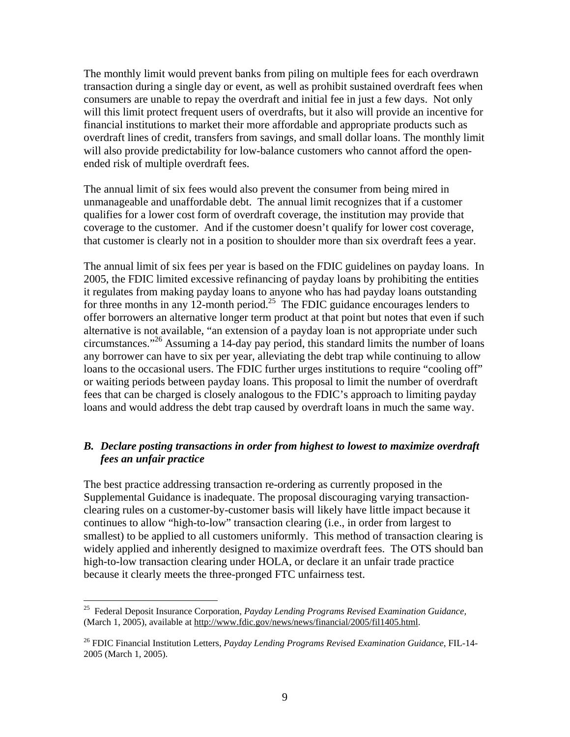The monthly limit would prevent banks from piling on multiple fees for each overdrawn transaction during a single day or event, as well as prohibit sustained overdraft fees when consumers are unable to repay the overdraft and initial fee in just a few days. Not only will this limit protect frequent users of overdrafts, but it also will provide an incentive for financial institutions to market their more affordable and appropriate products such as overdraft lines of credit, transfers from savings, and small dollar loans. The monthly limit will also provide predictability for low-balance customers who cannot afford the open-ended risk of multiple overdraft fees.

The annual limit of six fees would also prevent the consumer from being mired in unmanageable and unaffordable debt. The annual limit recognizes that if a customer qualifies for a lower cost form of overdraft coverage, the institution may provide that coverage to the customer. And if the customer doesn't qualify for lower cost coverage, that customer is clearly not in a position to shoulder more than six overdraft fees a year.

The annual limit of six fees per year is based on the FDIC guidelines on payday loans. In 2005, the FDIC limited excessive refinancing of payday loans by prohibiting the entities it regulates from making payday loans to anyone who has had payday loans outstanding for three months in any 12-month period.[25] The FDIC guidance encourages lenders to offer borrowers an alternative longer term product at that point but notes that even if such alternative is not available, "an extension of a payday loan is not appropriate under such circumstances."[26] Assuming a 14-day pay period, this standard limits the number of loans any borrower can have to six per year, alleviating the debt trap while continuing to allow loans to the occasional users. The FDIC further urges institutions to require "cooling off" or waiting periods between payday loans. This proposal to limit the number of overdraft fees that can be charged is closely analogous to the FDIC's approach to limiting payday loans and would address the debt trap caused by overdraft loans in much the same way.

### *B. Declare posting transactions in order from highest to lowest to maximize overdraft fees an unfair practice*

The best practice addressing transaction re-ordering as currently proposed in the Supplemental Guidance is inadequate. The proposal discouraging varying transaction-clearing rules on a customer-by-customer basis will likely have little impact because it continues to allow "high-to-low" transaction clearing (i.e., in order from largest to smallest) to be applied to all customers uniformly. This method of transaction clearing is widely applied and inherently designed to maximize overdraft fees. The OTS should ban high-to-low transaction clearing under HOLA, or declare it an unfair trade practice because it clearly meets the three-pronged FTC unfairness test.

---

[25] Federal Deposit Insurance Corporation, *Payday Lending Programs Revised Examination Guidance,* (March 1, 2005), available at http://www.fdic.gov/news/news/financial/2005/fil1405.html.

[26] FDIC Financial Institution Letters, *Payday Lending Programs Revised Examination Guidance*, FIL-14-2005 (March 1, 2005).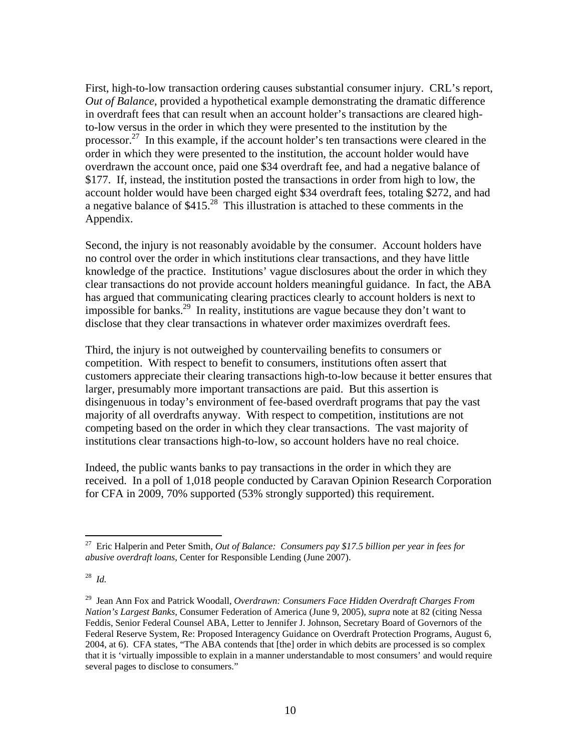First, high-to-low transaction ordering causes substantial consumer injury. CRL's report, *Out of Balance*, provided a hypothetical example demonstrating the dramatic difference in overdraft fees that can result when an account holder's transactions are cleared high-to-low versus in the order in which they were presented to the institution by the processor.[27] In this example, if the account holder's ten transactions were cleared in the order in which they were presented to the institution, the account holder would have overdrawn the account once, paid one $34 overdraft fee, and had a negative balance of $177. If, instead, the institution posted the transactions in order from high to low, the account holder would have been charged eight $34 overdraft fees, totaling $272, and had a negative balance of $415.[28] This illustration is attached to these comments in the Appendix.

Second, the injury is not reasonably avoidable by the consumer. Account holders have no control over the order in which institutions clear transactions, and they have little knowledge of the practice. Institutions' vague disclosures about the order in which they clear transactions do not provide account holders meaningful guidance. In fact, the ABA has argued that communicating clearing practices clearly to account holders is next to impossible for banks.[29] In reality, institutions are vague because they don't want to disclose that they clear transactions in whatever order maximizes overdraft fees.

Third, the injury is not outweighed by countervailing benefits to consumers or competition. With respect to benefit to consumers, institutions often assert that customers appreciate their clearing transactions high-to-low because it better ensures that larger, presumably more important transactions are paid. But this assertion is disingenuous in today's environment of fee-based overdraft programs that pay the vast majority of all overdrafts anyway. With respect to competition, institutions are not competing based on the order in which they clear transactions. The vast majority of institutions clear transactions high-to-low, so account holders have no real choice.

Indeed, the public wants banks to pay transactions in the order in which they are received. In a poll of 1,018 people conducted by Caravan Opinion Research Corporation for CFA in 2009, 70% supported (53% strongly supported) this requirement.

---

[27] Eric Halperin and Peter Smith, *Out of Balance: Consumers pay $17.5 billion per year in fees for abusive overdraft loans*, Center for Responsible Lending (June 2007).

[28] *Id.*

[29] Jean Ann Fox and Patrick Woodall, *Overdrawn: Consumers Face Hidden Overdraft Charges From Nation's Largest Banks*, Consumer Federation of America (June 9, 2005), *supra* note at 82 (citing Nessa Feddis, Senior Federal Counsel ABA, Letter to Jennifer J. Johnson, Secretary Board of Governors of the Federal Reserve System, Re: Proposed Interagency Guidance on Overdraft Protection Programs, August 6, 2004, at 6). CFA states, "The ABA contends that [the] order in which debits are processed is so complex that it is 'virtually impossible to explain in a manner understandable to most consumers' and would require several pages to disclose to consumers."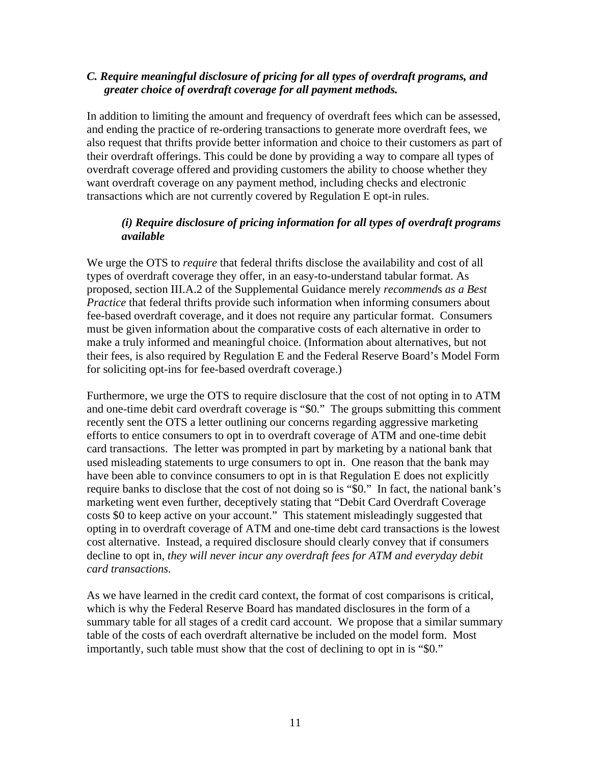### *C. Require meaningful disclosure of pricing for all types of overdraft programs, and greater choice of overdraft coverage for all payment methods.*

In addition to limiting the amount and frequency of overdraft fees which can be assessed, and ending the practice of re-ordering transactions to generate more overdraft fees, we also request that thrifts provide better information and choice to their customers as part of their overdraft offerings. This could be done by providing a way to compare all types of overdraft coverage offered and providing customers the ability to choose whether they want overdraft coverage on any payment method, including checks and electronic transactions which are not currently covered by Regulation E opt-in rules.

#### *(i) Require disclosure of pricing information for all types of overdraft programs available*

We urge the OTS to *require* that federal thrifts disclose the availability and cost of all types of overdraft coverage they offer, in an easy-to-understand tabular format. As proposed, section III.A.2 of the Supplemental Guidance merely *recommends as a Best Practice* that federal thrifts provide such information when informing consumers about fee-based overdraft coverage, and it does not require any particular format. Consumers must be given information about the comparative costs of each alternative in order to make a truly informed and meaningful choice. (Information about alternatives, but not their fees, is also required by Regulation E and the Federal Reserve Board's Model Form for soliciting opt-ins for fee-based overdraft coverage.)

Furthermore, we urge the OTS to require disclosure that the cost of not opting in to ATM and one-time debit card overdraft coverage is "$0." The groups submitting this comment recently sent the OTS a letter outlining our concerns regarding aggressive marketing efforts to entice consumers to opt in to overdraft coverage of ATM and one-time debit card transactions. The letter was prompted in part by marketing by a national bank that used misleading statements to urge consumers to opt in. One reason that the bank may have been able to convince consumers to opt in is that Regulation E does not explicitly require banks to disclose that the cost of not doing so is "$0." In fact, the national bank's marketing went even further, deceptively stating that "Debit Card Overdraft Coverage costs $0 to keep active on your account." This statement misleadingly suggested that opting in to overdraft coverage of ATM and one-time debt card transactions is the lowest cost alternative. Instead, a required disclosure should clearly convey that if consumers decline to opt in, *they will never incur any overdraft fees for ATM and everyday debit card transactions.*

As we have learned in the credit card context, the format of cost comparisons is critical, which is why the Federal Reserve Board has mandated disclosures in the form of a summary table for all stages of a credit card account. We propose that a similar summary table of the costs of each overdraft alternative be included on the model form. Most importantly, such table must show that the cost of declining to opt in is "$0."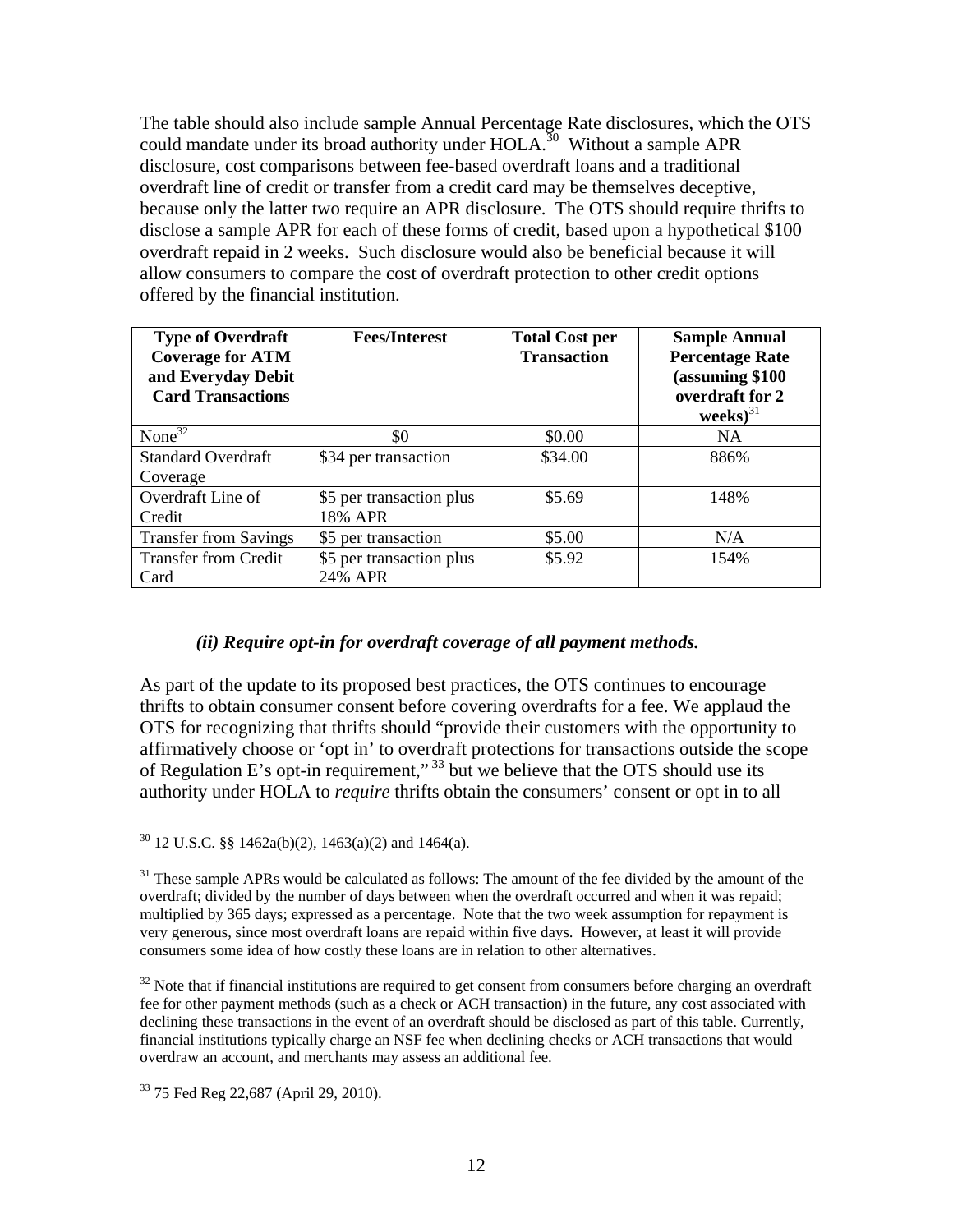The table should also include sample Annual Percentage Rate disclosures, which the OTS could mandate under its broad authority under HOLA.[30] Without a sample APR disclosure, cost comparisons between fee-based overdraft loans and a traditional overdraft line of credit or transfer from a credit card may be themselves deceptive, because only the latter two require an APR disclosure. The OTS should require thrifts to disclose a sample APR for each of these forms of credit, based upon a hypothetical $100 overdraft repaid in 2 weeks. Such disclosure would also be beneficial because it will allow consumers to compare the cost of overdraft protection to other credit options offered by the financial institution.

| **Type of Overdraft Coverage for ATM and Everyday Debit Card Transactions** | **Fees/Interest** | **Total Cost per Transaction** | **Sample Annual Percentage Rate (assuming $100 overdraft for 2 weeks)**[31] |
|---|---|---|---|
| None[32] | $0 | $0.00 | NA |
| Standard Overdraft Coverage | $34 per transaction | $34.00 | 886% |
| Overdraft Line of Credit | $5 per transaction plus 18% APR | $5.69 | 148% |
| Transfer from Savings | $5 per transaction | $5.00 | N/A |
| Transfer from Credit Card | $5 per transaction plus 24% APR | $5.92 | 154% |

### *(ii) Require opt-in for overdraft coverage of all payment methods.*

As part of the update to its proposed best practices, the OTS continues to encourage thrifts to obtain consumer consent before covering overdrafts for a fee. We applaud the OTS for recognizing that thrifts should "provide their customers with the opportunity to affirmatively choose or 'opt in' to overdraft protections for transactions outside the scope of Regulation E's opt-in requirement,"[33] but we believe that the OTS should use its authority under HOLA to *require* thrifts obtain the consumers' consent or opt in to all

---

[30] 12 U.S.C. §§ 1462a(b)(2), 1463(a)(2) and 1464(a).

[31] These sample APRs would be calculated as follows: The amount of the fee divided by the amount of the overdraft; divided by the number of days between when the overdraft occurred and when it was repaid; multiplied by 365 days; expressed as a percentage. Note that the two week assumption for repayment is very generous, since most overdraft loans are repaid within five days. However, at least it will provide consumers some idea of how costly these loans are in relation to other alternatives.

[32] Note that if financial institutions are required to get consent from consumers before charging an overdraft fee for other payment methods (such as a check or ACH transaction) in the future, any cost associated with declining these transactions in the event of an overdraft should be disclosed as part of this table. Currently, financial institutions typically charge an NSF fee when declining checks or ACH transactions that would overdraw an account, and merchants may assess an additional fee.

[33] 75 Fed Reg 22,687 (April 29, 2010).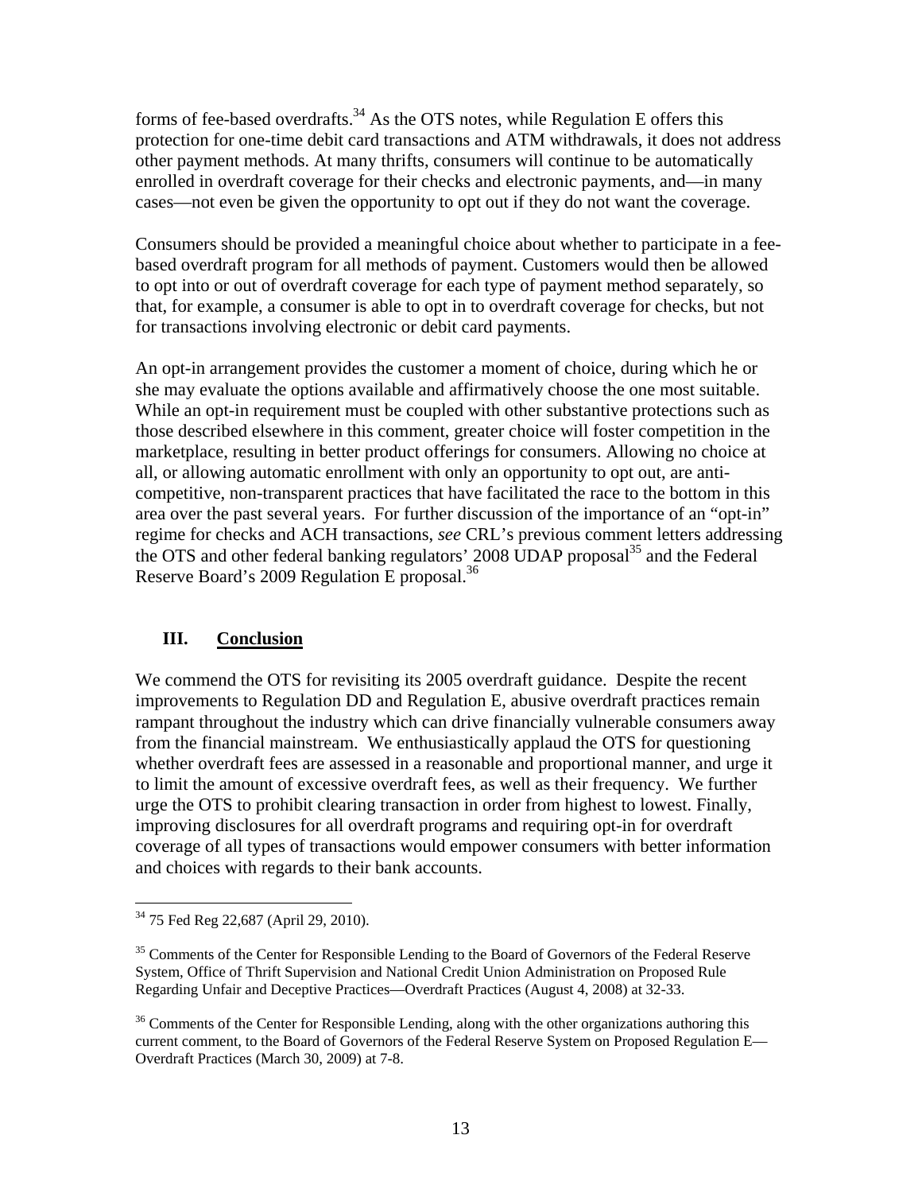forms of fee-based overdrafts.[34] As the OTS notes, while Regulation E offers this protection for one-time debit card transactions and ATM withdrawals, it does not address other payment methods. At many thrifts, consumers will continue to be automatically enrolled in overdraft coverage for their checks and electronic payments, and—in many cases—not even be given the opportunity to opt out if they do not want the coverage.

Consumers should be provided a meaningful choice about whether to participate in a fee-based overdraft program for all methods of payment. Customers would then be allowed to opt into or out of overdraft coverage for each type of payment method separately, so that, for example, a consumer is able to opt in to overdraft coverage for checks, but not for transactions involving electronic or debit card payments.

An opt-in arrangement provides the customer a moment of choice, during which he or she may evaluate the options available and affirmatively choose the one most suitable. While an opt-in requirement must be coupled with other substantive protections such as those described elsewhere in this comment, greater choice will foster competition in the marketplace, resulting in better product offerings for consumers. Allowing no choice at all, or allowing automatic enrollment with only an opportunity to opt out, are anti-competitive, non-transparent practices that have facilitated the race to the bottom in this area over the past several years. For further discussion of the importance of an "opt-in" regime for checks and ACH transactions, *see* CRL's previous comment letters addressing the OTS and other federal banking regulators' 2008 UDAP proposal[35] and the Federal Reserve Board's 2009 Regulation E proposal.[36]

## III. <u>Conclusion</u>

We commend the OTS for revisiting its 2005 overdraft guidance. Despite the recent improvements to Regulation DD and Regulation E, abusive overdraft practices remain rampant throughout the industry which can drive financially vulnerable consumers away from the financial mainstream. We enthusiastically applaud the OTS for questioning whether overdraft fees are assessed in a reasonable and proportional manner, and urge it to limit the amount of excessive overdraft fees, as well as their frequency. We further urge the OTS to prohibit clearing transaction in order from highest to lowest. Finally, improving disclosures for all overdraft programs and requiring opt-in for overdraft coverage of all types of transactions would empower consumers with better information and choices with regards to their bank accounts.

---

[34] 75 Fed Reg 22,687 (April 29, 2010).

[35] Comments of the Center for Responsible Lending to the Board of Governors of the Federal Reserve System, Office of Thrift Supervision and National Credit Union Administration on Proposed Rule Regarding Unfair and Deceptive Practices—Overdraft Practices (August 4, 2008) at 32-33.

[36] Comments of the Center for Responsible Lending, along with the other organizations authoring this current comment, to the Board of Governors of the Federal Reserve System on Proposed Regulation E—Overdraft Practices (March 30, 2009) at 7-8.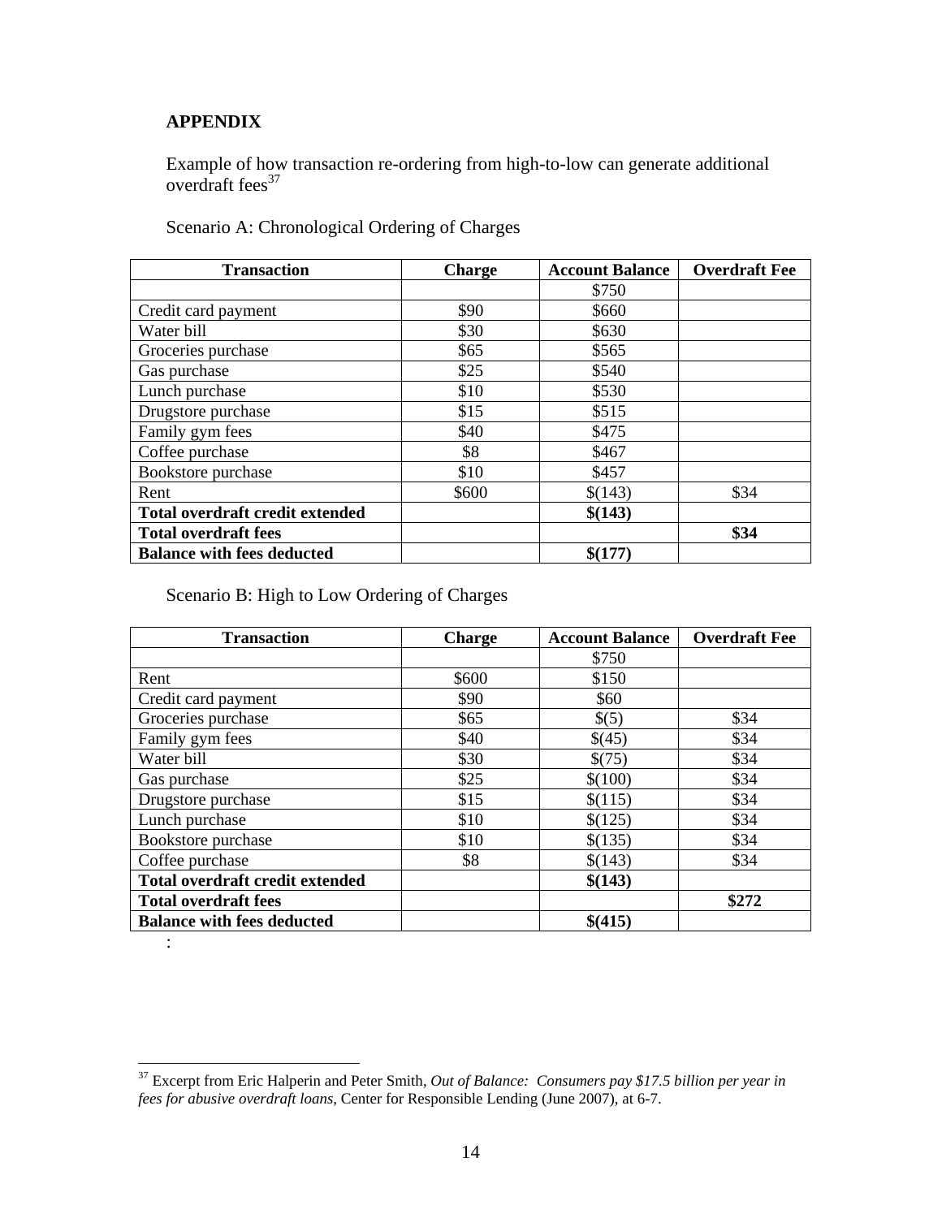## APPENDIX

Example of how transaction re-ordering from high-to-low can generate additional overdraft fees[37]

Scenario A: Chronological Ordering of Charges

| Transaction | Charge | Account Balance | Overdraft Fee |
|---|---|---|---|
| | | $750 | |
| Credit card payment | $90 | $660 | |
| Water bill | $30 | $630 | |
| Groceries purchase | $65 | $565 | |
| Gas purchase | $25 | $540 | |
| Lunch purchase | $10 | $530 | |
| Drugstore purchase | $15 | $515 | |
| Family gym fees | $40 | $475 | |
| Coffee purchase | $8 | $467 | |
| Bookstore purchase | $10 | $457 | |
| Rent | $600 | $(143) | $34 |
| **Total overdraft credit extended** | | **$(143)** | |
| **Total overdraft fees** | | | **$34** |
| **Balance with fees deducted** | | **$(177)** | |

Scenario B: High to Low Ordering of Charges

| Transaction | Charge | Account Balance | Overdraft Fee |
|---|---|---|---|
| | | $750 | |
| Rent | $600 | $150 | |
| Credit card payment | $90 | $60 | |
| Groceries purchase | $65 | $(5) | $34 |
| Family gym fees | $40 | $(45) | $34 |
| Water bill | $30 | $(75) | $34 |
| Gas purchase | $25 | $(100) | $34 |
| Drugstore purchase | $15 | $(115) | $34 |
| Lunch purchase | $10 | $(125) | $34 |
| Bookstore purchase | $10 | $(135) | $34 |
| Coffee purchase | $8 | $(143) | $34 |
| **Total overdraft credit extended** | | **$(143)** | |
| **Total overdraft fees** | | | **$272** |
| **Balance with fees deducted** | | **$(415)** | |

:

[37] Excerpt from Eric Halperin and Peter Smith, *Out of Balance: Consumers pay $17.5 billion per year in fees for abusive overdraft loans*, Center for Responsible Lending (June 2007), at 6-7.